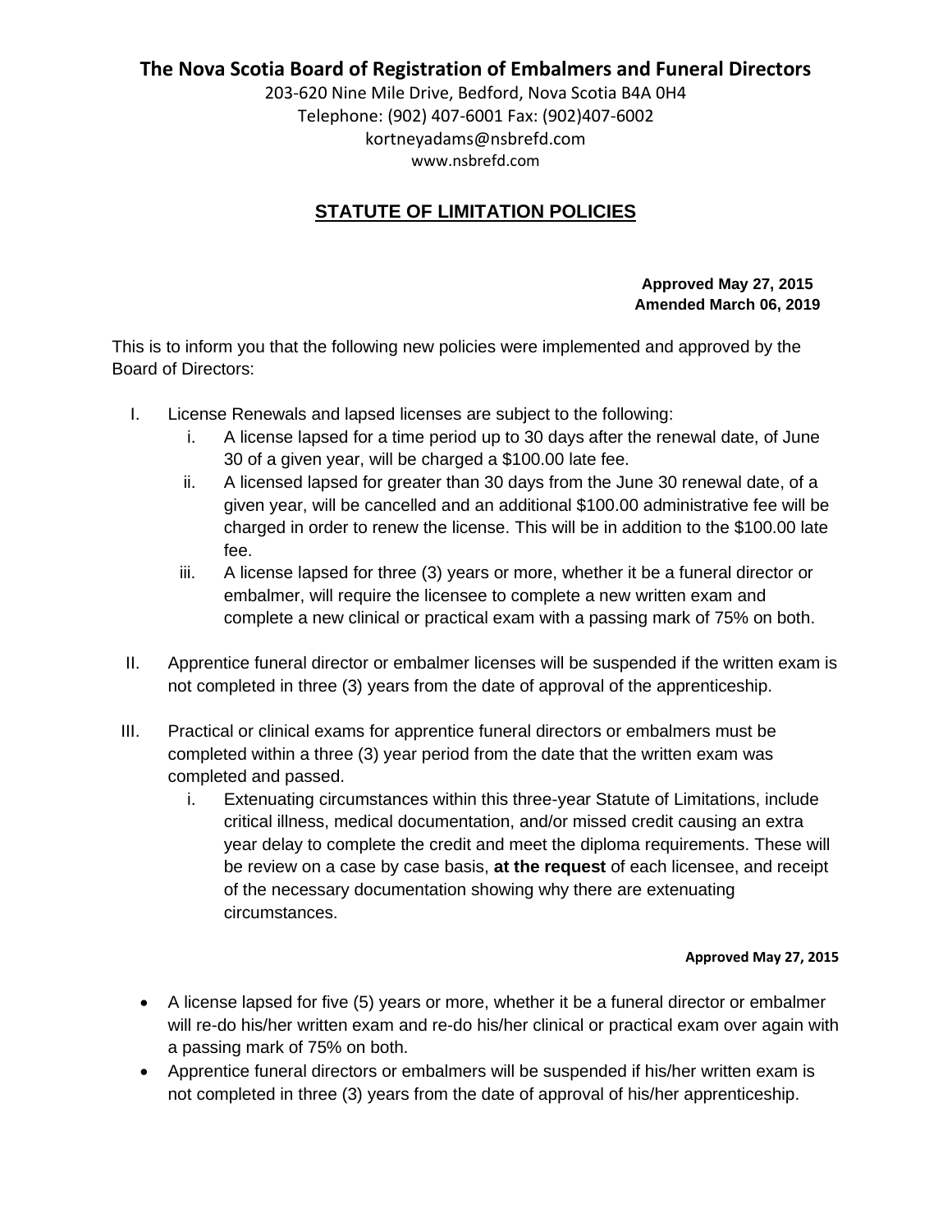# The Nova Scotia Board of Registration of Embalmers and Funeral Directors

203-620 Nine Mile Drive, Bedford, Nova Scotia B4A 0H4
Telephone: (902) 407-6001 Fax: (902)407-6002
kortneyadams@nsbrefd.com
www.nsbrefd.com

## STATUTE OF LIMITATION POLICIES

**Approved May 27, 2015**
**Amended March 06, 2019**

This is to inform you that the following new policies were implemented and approved by the Board of Directors:

I. License Renewals and lapsed licenses are subject to the following:
   i. A license lapsed for a time period up to 30 days after the renewal date, of June 30 of a given year, will be charged a $100.00 late fee.
   ii. A licensed lapsed for greater than 30 days from the June 30 renewal date, of a given year, will be cancelled and an additional $100.00 administrative fee will be charged in order to renew the license. This will be in addition to the $100.00 late fee.
   iii. A license lapsed for three (3) years or more, whether it be a funeral director or embalmer, will require the licensee to complete a new written exam and complete a new clinical or practical exam with a passing mark of 75% on both.

II. Apprentice funeral director or embalmer licenses will be suspended if the written exam is not completed in three (3) years from the date of approval of the apprenticeship.

III. Practical or clinical exams for apprentice funeral directors or embalmers must be completed within a three (3) year period from the date that the written exam was completed and passed.
   i. Extenuating circumstances within this three-year Statute of Limitations, include critical illness, medical documentation, and/or missed credit causing an extra year delay to complete the credit and meet the diploma requirements. These will be review on a case by case basis, **at the request** of each licensee, and receipt of the necessary documentation showing why there are extenuating circumstances.

**Approved May 27, 2015**

- A license lapsed for five (5) years or more, whether it be a funeral director or embalmer will re-do his/her written exam and re-do his/her clinical or practical exam over again with a passing mark of 75% on both.
- Apprentice funeral directors or embalmers will be suspended if his/her written exam is not completed in three (3) years from the date of approval of his/her apprenticeship.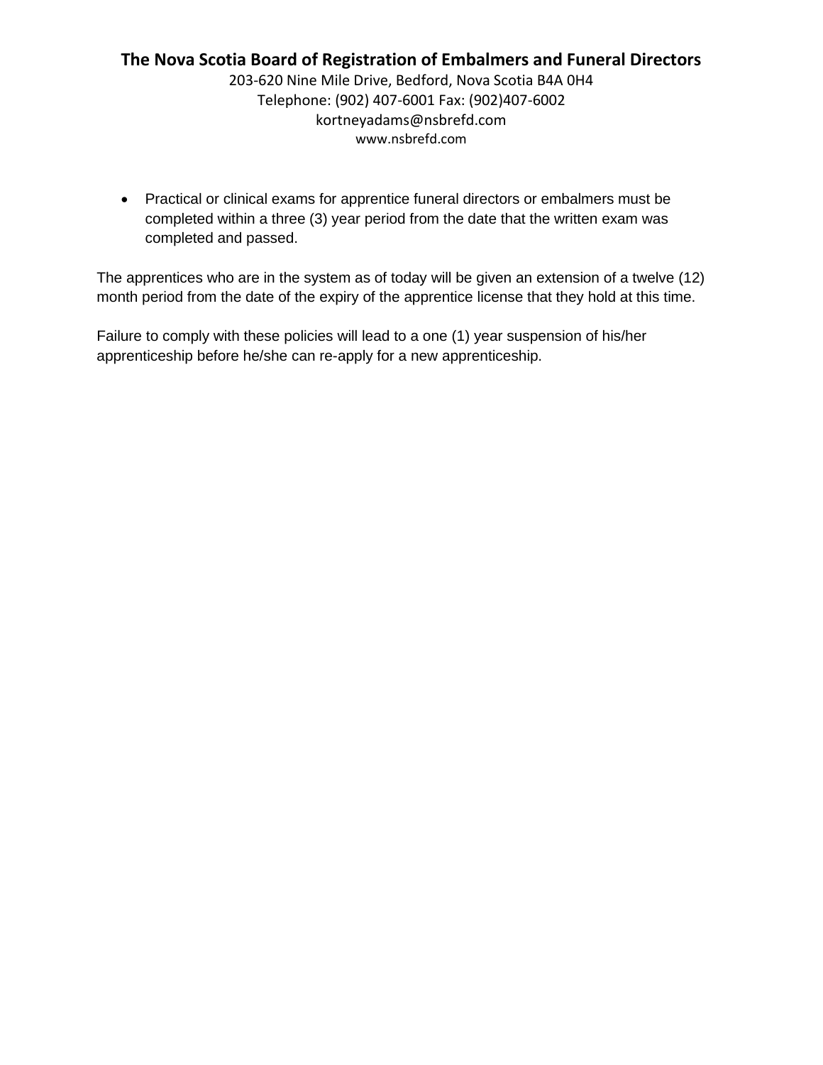- Practical or clinical exams for apprentice funeral directors or embalmers must be completed within a three (3) year period from the date that the written exam was completed and passed.

The apprentices who are in the system as of today will be given an extension of a twelve (12) month period from the date of the expiry of the apprentice license that they hold at this time.

Failure to comply with these policies will lead to a one (1) year suspension of his/her apprenticeship before he/she can re-apply for a new apprenticeship.